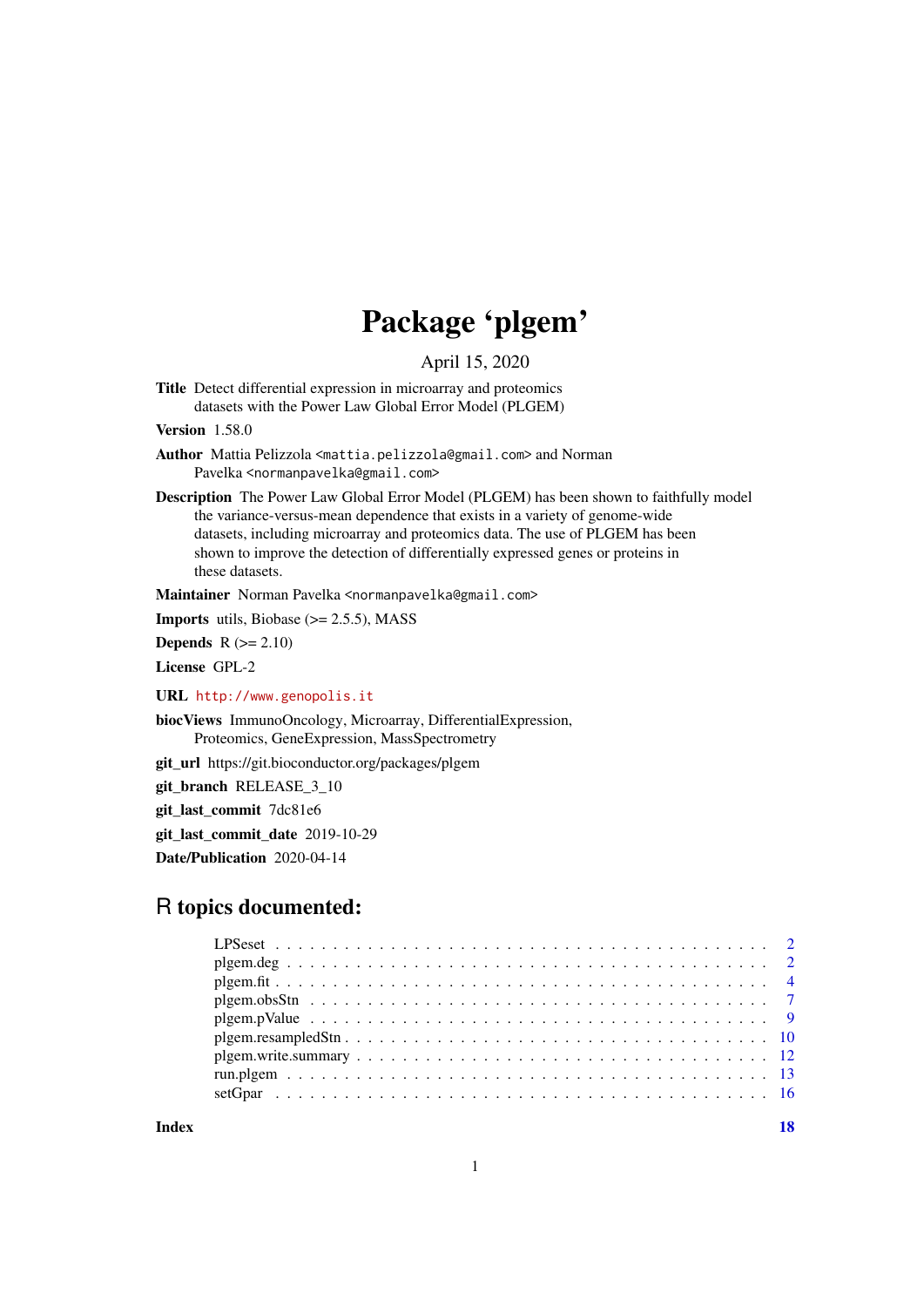# Package 'plgem'

April 15, 2020

**Title** Detect differential expression in microarray and proteomics datasets with the Power Law Global Error Model (PLGEM)

**Version** 1.58.0

**Author** Mattia Pelizzola <mattia.pelizzola@gmail.com> and Norman Pavelka <normanpavelka@gmail.com>

**Description** The Power Law Global Error Model (PLGEM) has been shown to faithfully model the variance-versus-mean dependence that exists in a variety of genome-wide datasets, including microarray and proteomics data. The use of PLGEM has been shown to improve the detection of differentially expressed genes or proteins in these datasets.

**Maintainer** Norman Pavelka <normanpavelka@gmail.com>

**Imports** utils, Biobase (>= 2.5.5), MASS

**Depends** R (>= 2.10)

**License** GPL-2

**URL** http://www.genopolis.it

**biocViews** ImmunoOncology, Microarray, DifferentialExpression, Proteomics, GeneExpression, MassSpectrometry

**git_url** https://git.bioconductor.org/packages/plgem

**git_branch** RELEASE_3_10

**git_last_commit** 7dc81e6

**git_last_commit_date** 2019-10-29

**Date/Publication** 2020-04-14

## R topics documented:

- LPSeset . . . . . . . . . . . . . . . . . . . . . . . . . . . . . . . . . . . . . . . . . . 2
- plgem.deg . . . . . . . . . . . . . . . . . . . . . . . . . . . . . . . . . . . . . . . . . 2
- plgem.fit . . . . . . . . . . . . . . . . . . . . . . . . . . . . . . . . . . . . . . . . . 4
- plgem.obsStn . . . . . . . . . . . . . . . . . . . . . . . . . . . . . . . . . . . . . . . 7
- plgem.pValue . . . . . . . . . . . . . . . . . . . . . . . . . . . . . . . . . . . . . . 9
- plgem.resampledStn . . . . . . . . . . . . . . . . . . . . . . . . . . . . . . . . . . 10
- plgem.write.summary . . . . . . . . . . . . . . . . . . . . . . . . . . . . . . . . . 12
- run.plgem . . . . . . . . . . . . . . . . . . . . . . . . . . . . . . . . . . . . . . . . 13
- setGpar . . . . . . . . . . . . . . . . . . . . . . . . . . . . . . . . . . . . . . . . . 16

**Index** **18**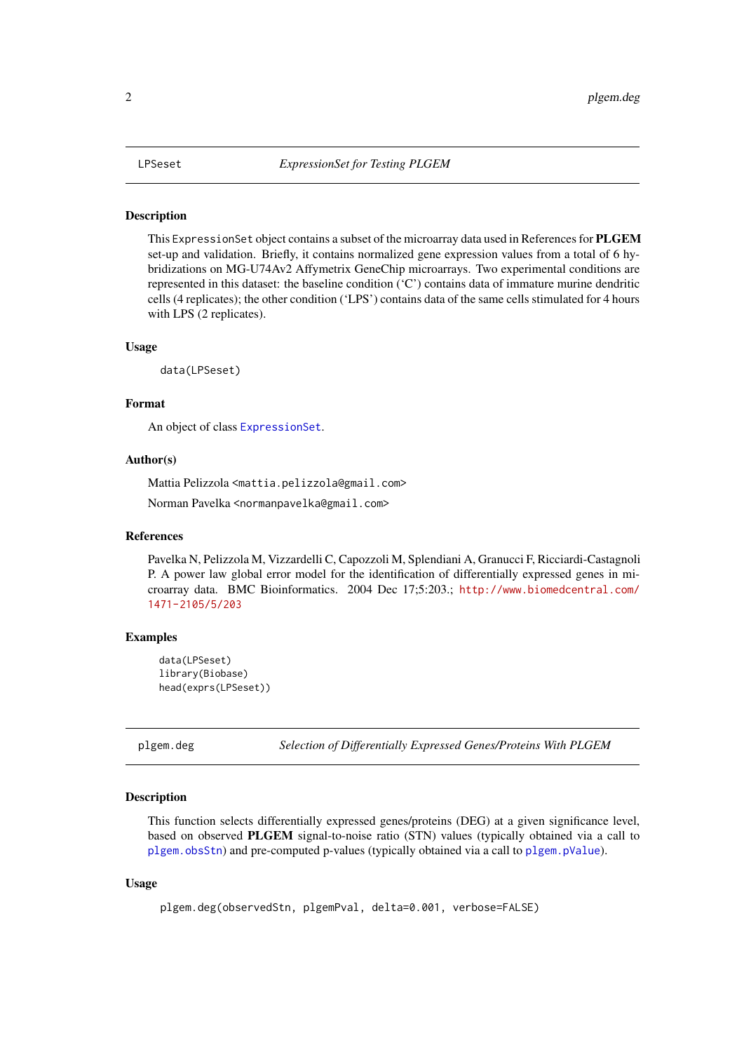## LPSeset *ExpressionSet for Testing PLGEM*

### Description

This ExpressionSet object contains a subset of the microarray data used in References for **PLGEM** set-up and validation. Briefly, it contains normalized gene expression values from a total of 6 hybridizations on MG-U74Av2 Affymetrix GeneChip microarrays. Two experimental conditions are represented in this dataset: the baseline condition ('C') contains data of immature murine dendritic cells (4 replicates); the other condition ('LPS') contains data of the same cells stimulated for 4 hours with LPS (2 replicates).

### Usage

```
data(LPSeset)
```

### Format

An object of class ExpressionSet.

### Author(s)

Mattia Pelizzola <mattia.pelizzola@gmail.com>

Norman Pavelka <normanpavelka@gmail.com>

### References

Pavelka N, Pelizzola M, Vizzardelli C, Capozzoli M, Splendiani A, Granucci F, Ricciardi-Castagnoli P. A power law global error model for the identification of differentially expressed genes in microarray data. BMC Bioinformatics. 2004 Dec 17;5:203.; http://www.biomedcentral.com/1471-2105/5/203

### Examples

```
data(LPSeset)
library(Biobase)
head(exprs(LPSeset))
```

## plgem.deg *Selection of Differentially Expressed Genes/Proteins With PLGEM*

### Description

This function selects differentially expressed genes/proteins (DEG) at a given significance level, based on observed **PLGEM** signal-to-noise ratio (STN) values (typically obtained via a call to plgem.obsStn) and pre-computed p-values (typically obtained via a call to plgem.pValue).

### Usage

```
plgem.deg(observedStn, plgemPval, delta=0.001, verbose=FALSE)
```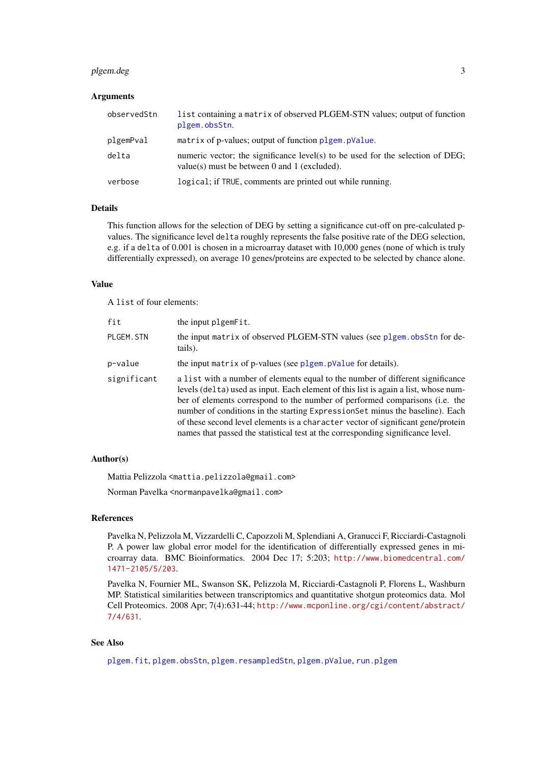## Arguments

- `observedStn` — `list` containing a `matrix` of observed PLGEM-STN values; output of function `plgem.obsStn`.
- `plgemPval` — `matrix` of p-values; output of function `plgem.pValue`.
- `delta` — numeric vector; the significance level(s) to be used for the selection of DEG; value(s) must be between 0 and 1 (excluded).
- `verbose` — `logical`; if `TRUE`, comments are printed out while running.

## Details

This function allows for the selection of DEG by setting a significance cut-off on pre-calculated p-values. The significance level `delta` roughly represents the false positive rate of the DEG selection, e.g. if a `delta` of 0.001 is chosen in a microarray dataset with 10,000 genes (none of which is truly differentially expressed), on average 10 genes/proteins are expected to be selected by chance alone.

## Value

A `list` of four elements:

- `fit` — the input `plgemFit`.
- `PLGEM.STN` — the input `matrix` of observed PLGEM-STN values (see `plgem.obsStn` for details).
- `p-value` — the input `matrix` of p-values (see `plgem.pValue` for details).
- `significant` — a `list` with a number of elements equal to the number of different significance levels (`delta`) used as input. Each element of this list is again a list, whose number of elements correspond to the number of performed comparisons (i.e. the number of conditions in the starting `ExpressionSet` minus the baseline). Each of these second level elements is a `character` vector of significant gene/protein names that passed the statistical test at the corresponding significance level.

## Author(s)

Mattia Pelizzola <mattia.pelizzola@gmail.com>

Norman Pavelka <normanpavelka@gmail.com>

## References

Pavelka N, Pelizzola M, Vizzardelli C, Capozzoli M, Splendiani A, Granucci F, Ricciardi-Castagnoli P. A power law global error model for the identification of differentially expressed genes in microarray data. BMC Bioinformatics. 2004 Dec 17; 5:203; http://www.biomedcentral.com/1471-2105/5/203.

Pavelka N, Fournier ML, Swanson SK, Pelizzola M, Ricciardi-Castagnoli P, Florens L, Washburn MP. Statistical similarities between transcriptomics and quantitative shotgun proteomics data. Mol Cell Proteomics. 2008 Apr; 7(4):631-44; http://www.mcponline.org/cgi/content/abstract/7/4/631.

## See Also

`plgem.fit`, `plgem.obsStn`, `plgem.resampledStn`, `plgem.pValue`, `run.plgem`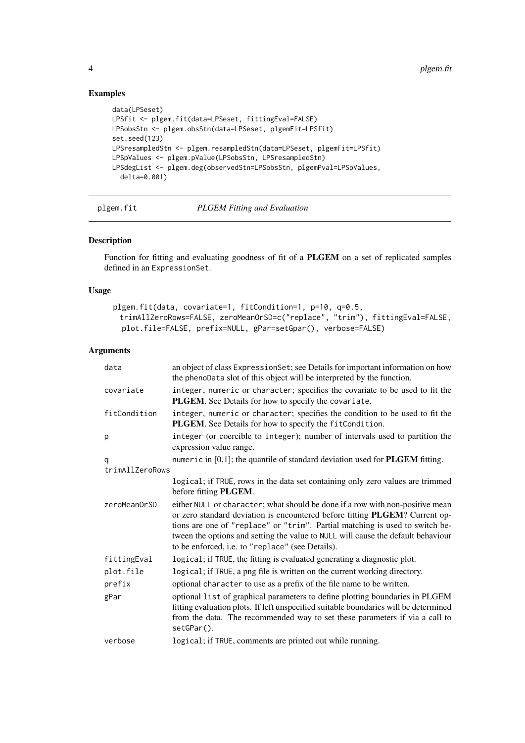### Examples

```
data(LPSeset)
LPSfit <- plgem.fit(data=LPSeset, fittingEval=FALSE)
LPSobsStn <- plgem.obsStn(data=LPSeset, plgemFit=LPSfit)
set.seed(123)
LPSresampledStn <- plgem.resampledStn(data=LPSeset, plgemFit=LPSfit)
LPSpValues <- plgem.pValue(LPSobsStn, LPSresampledStn)
LPSdegList <- plgem.deg(observedStn=LPSobsStn, plgemPval=LPSpValues,
  delta=0.001)
```

---

## plgem.fit — *PLGEM Fitting and Evaluation*

---

### Description

Function for fitting and evaluating goodness of fit of a **PLGEM** on a set of replicated samples defined in an ExpressionSet.

### Usage

```
plgem.fit(data, covariate=1, fitCondition=1, p=10, q=0.5,
  trimAllZeroRows=FALSE, zeroMeanOrSD=c("replace", "trim"), fittingEval=FALSE,
  plot.file=FALSE, prefix=NULL, gPar=setGpar(), verbose=FALSE)
```

### Arguments

| Argument | Description |
|---|---|
| data | an object of class ExpressionSet; see Details for important information on how the phenoData slot of this object will be interpreted by the function. |
| covariate | integer, numeric or character; specifies the covariate to be used to fit the **PLGEM**. See Details for how to specify the covariate. |
| fitCondition | integer, numeric or character; specifies the condition to be used to fit the **PLGEM**. See Details for how to specify the fitCondition. |
| p | integer (or coercible to integer); number of intervals used to partition the expression value range. |
| q | numeric in [0,1]; the quantile of standard deviation used for **PLGEM** fitting. |
| trimAllZeroRows | logical; if TRUE, rows in the data set containing only zero values are trimmed before fitting **PLGEM**. |
| zeroMeanOrSD | either NULL or character; what should be done if a row with non-positive mean or zero standard deviation is encountered before fitting **PLGEM**? Current options are one of "replace" or "trim". Partial matching is used to switch between the options and setting the value to NULL will cause the default behaviour to be enforced, i.e. to "replace" (see Details). |
| fittingEval | logical; if TRUE, the fitting is evaluated generating a diagnostic plot. |
| plot.file | logical; if TRUE, a png file is written on the current working directory. |
| prefix | optional character to use as a prefix of the file name to be written. |
| gPar | optional list of graphical parameters to define plotting boundaries in PLGEM fitting evaluation plots. If left unspecified suitable boundaries will be determined from the data. The recommended way to set these parameters if via a call to setGPar(). |
| verbose | logical; if TRUE, comments are printed out while running. |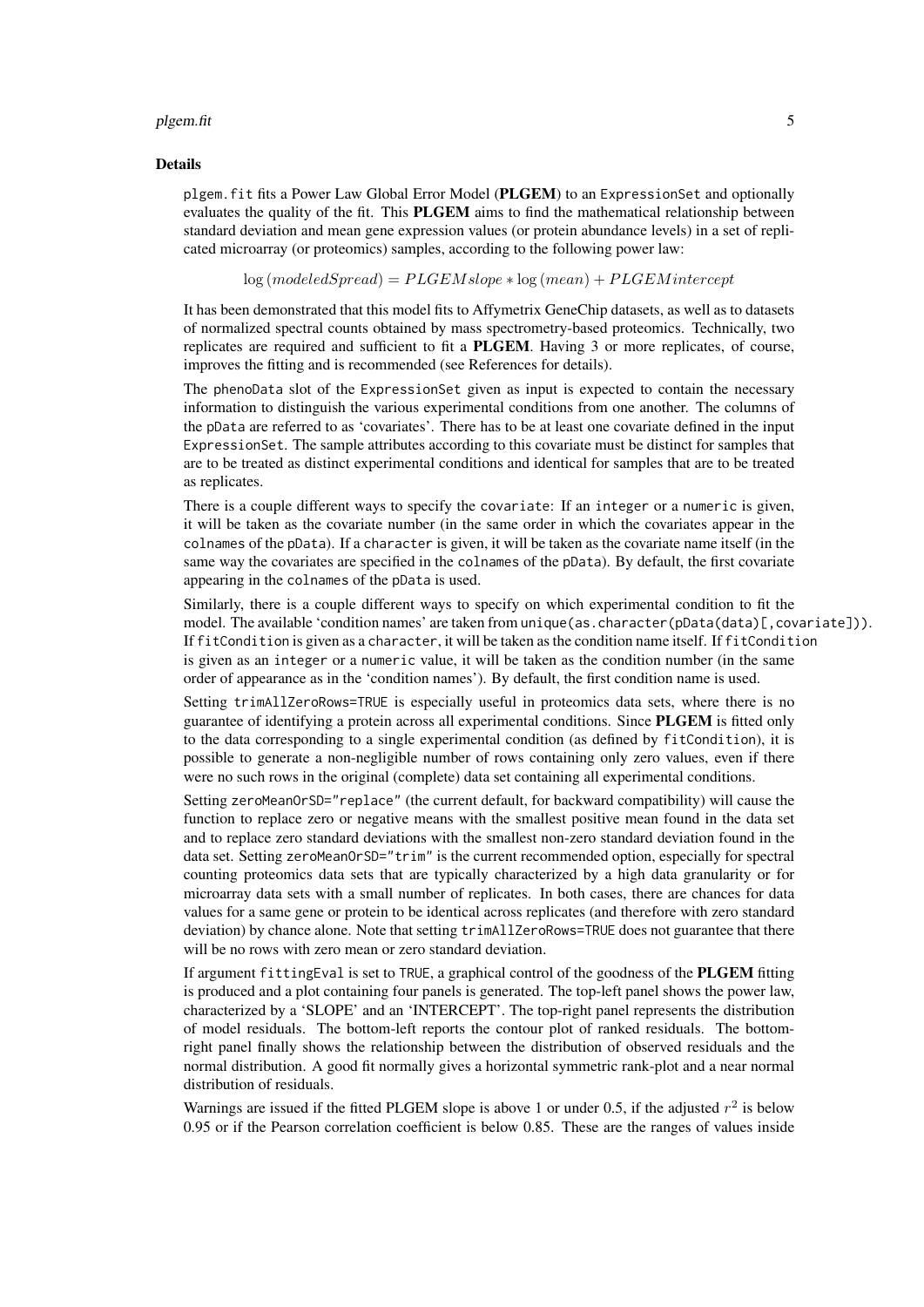## Details

`plgem.fit` fits a Power Law Global Error Model (**PLGEM**) to an `ExpressionSet` and optionally evaluates the quality of the fit. This **PLGEM** aims to find the mathematical relationship between standard deviation and mean gene expression values (or protein abundance levels) in a set of replicated microarray (or proteomics) samples, according to the following power law:

$$\log(modeledSpread) = PLGEMslope * \log(mean) + PLGEMintercept$$

It has been demonstrated that this model fits to Affymetrix GeneChip datasets, as well as to datasets of normalized spectral counts obtained by mass spectrometry-based proteomics. Technically, two replicates are required and sufficient to fit a **PLGEM**. Having 3 or more replicates, of course, improves the fitting and is recommended (see References for details).

The `phenoData` slot of the `ExpressionSet` given as input is expected to contain the necessary information to distinguish the various experimental conditions from one another. The columns of the `pData` are referred to as 'covariates'. There has to be at least one covariate defined in the input `ExpressionSet`. The sample attributes according to this covariate must be distinct for samples that are to be treated as distinct experimental conditions and identical for samples that are to be treated as replicates.

There is a couple different ways to specify the `covariate`: If an `integer` or a `numeric` is given, it will be taken as the covariate number (in the same order in which the covariates appear in the `colnames` of the `pData`). If a `character` is given, it will be taken as the covariate name itself (in the same way the covariates are specified in the `colnames` of the `pData`). By default, the first covariate appearing in the `colnames` of the `pData` is used.

Similarly, there is a couple different ways to specify on which experimental condition to fit the model. The available 'condition names' are taken from `unique(as.character(pData(data)[,covariate]))`. If `fitCondition` is given as a `character`, it will be taken as the condition name itself. If `fitCondition` is given as an `integer` or a `numeric` value, it will be taken as the condition number (in the same order of appearance as in the 'condition names'). By default, the first condition name is used.

Setting `trimAllZeroRows=TRUE` is especially useful in proteomics data sets, where there is no guarantee of identifying a protein across all experimental conditions. Since **PLGEM** is fitted only to the data corresponding to a single experimental condition (as defined by `fitCondition`), it is possible to generate a non-negligible number of rows containing only zero values, even if there were no such rows in the original (complete) data set containing all experimental conditions.

Setting `zeroMeanOrSD="replace"` (the current default, for backward compatibility) will cause the function to replace zero or negative means with the smallest positive mean found in the data set and to replace zero standard deviations with the smallest non-zero standard deviation found in the data set. Setting `zeroMeanOrSD="trim"` is the current recommended option, especially for spectral counting proteomics data sets that are typically characterized by a high data granularity or for microarray data sets with a small number of replicates. In both cases, there are chances for data values for a same gene or protein to be identical across replicates (and therefore with zero standard deviation) by chance alone. Note that setting `trimAllZeroRows=TRUE` does not guarantee that there will be no rows with zero mean or zero standard deviation.

If argument `fittingEval` is set to `TRUE`, a graphical control of the goodness of the **PLGEM** fitting is produced and a plot containing four panels is generated. The top-left panel shows the power law, characterized by a 'SLOPE' and an 'INTERCEPT'. The top-right panel represents the distribution of model residuals. The bottom-left reports the contour plot of ranked residuals. The bottom-right panel finally shows the relationship between the distribution of observed residuals and the normal distribution. A good fit normally gives a horizontal symmetric rank-plot and a near normal distribution of residuals.

Warnings are issued if the fitted PLGEM slope is above 1 or under 0.5, if the adjusted $r^2$ is below 0.95 or if the Pearson correlation coefficient is below 0.85. These are the ranges of values inside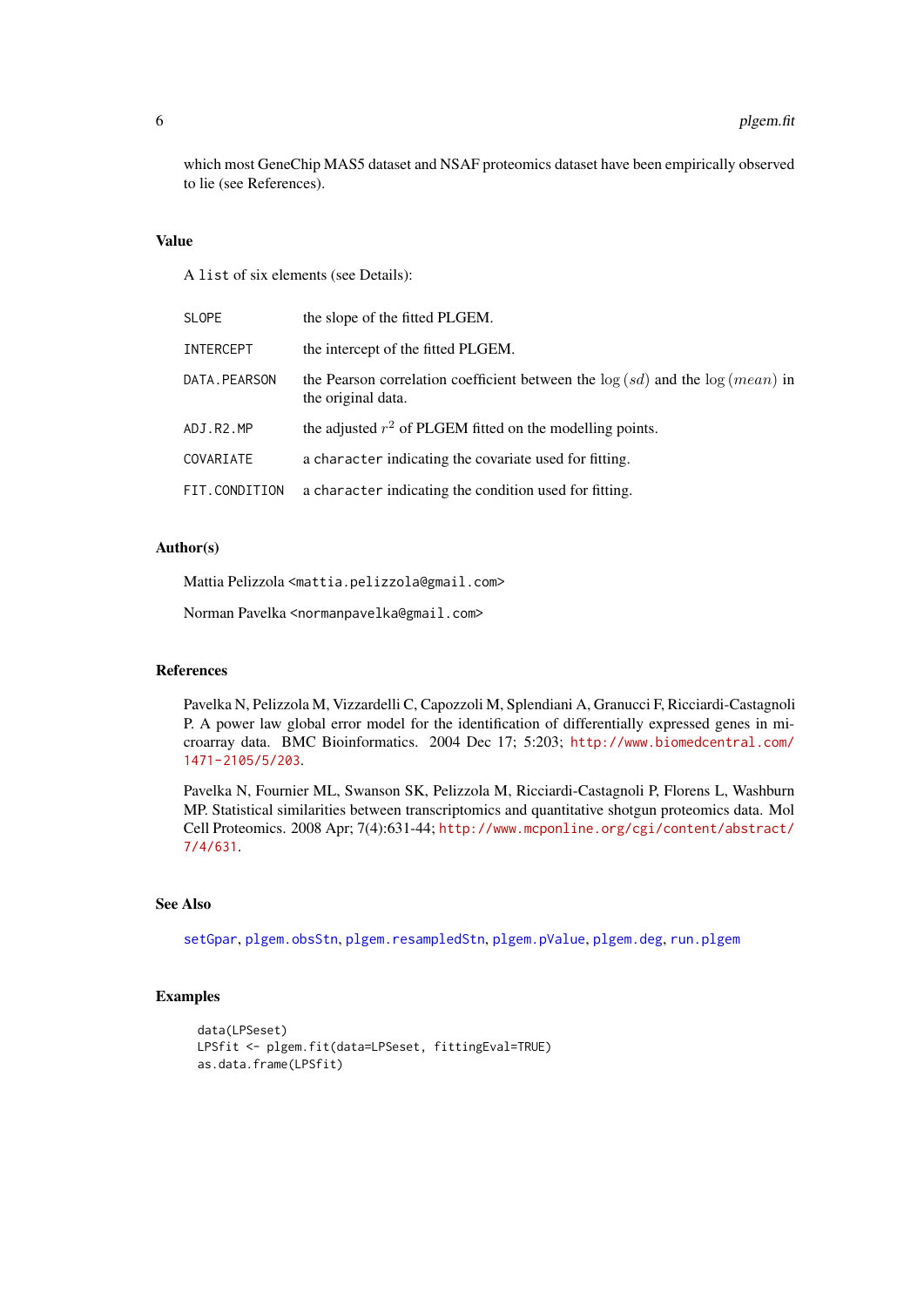which most GeneChip MAS5 dataset and NSAF proteomics dataset have been empirically observed to lie (see References).

## Value

A `list` of six elements (see Details):

| | |
|---|---|
| `SLOPE` | the slope of the fitted PLGEM. |
| `INTERCEPT` | the intercept of the fitted PLGEM. |
| `DATA.PEARSON` | the Pearson correlation coefficient between the $\log(sd)$ and the $\log(mean)$ in the original data. |
| `ADJ.R2.MP` | the adjusted $r^2$ of PLGEM fitted on the modelling points. |
| `COVARIATE` | a `character` indicating the covariate used for fitting. |
| `FIT.CONDITION` | a `character` indicating the condition used for fitting. |

## Author(s)

Mattia Pelizzola <mattia.pelizzola@gmail.com>

Norman Pavelka <normanpavelka@gmail.com>

## References

Pavelka N, Pelizzola M, Vizzardelli C, Capozzoli M, Splendiani A, Granucci F, Ricciardi-Castagnoli P. A power law global error model for the identification of differentially expressed genes in microarray data. BMC Bioinformatics. 2004 Dec 17; 5:203; http://www.biomedcentral.com/1471-2105/5/203.

Pavelka N, Fournier ML, Swanson SK, Pelizzola M, Ricciardi-Castagnoli P, Florens L, Washburn MP. Statistical similarities between transcriptomics and quantitative shotgun proteomics data. Mol Cell Proteomics. 2008 Apr; 7(4):631-44; http://www.mcponline.org/cgi/content/abstract/7/4/631.

## See Also

`setGpar`, `plgem.obsStn`, `plgem.resampledStn`, `plgem.pValue`, `plgem.deg`, `run.plgem`

## Examples

```
data(LPSeset)
LPSfit <- plgem.fit(data=LPSeset, fittingEval=TRUE)
as.data.frame(LPSfit)
```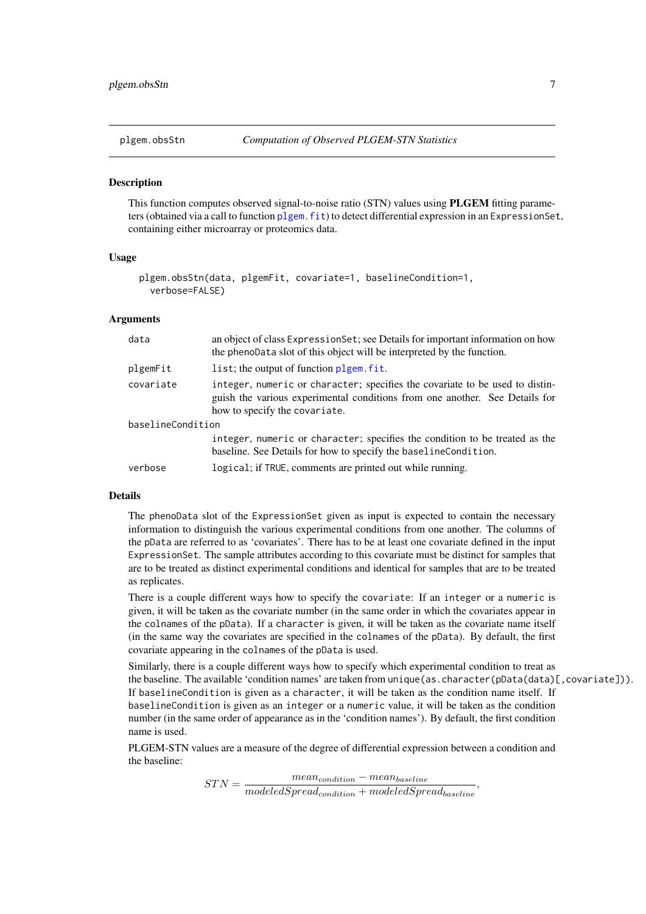## plgem.obsStn — *Computation of Observed PLGEM-STN Statistics*

### Description

This function computes observed signal-to-noise ratio (STN) values using **PLGEM** fitting parameters (obtained via a call to function `plgem.fit`) to detect differential expression in an `ExpressionSet`, containing either microarray or proteomics data.

### Usage

```
plgem.obsStn(data, plgemFit, covariate=1, baselineCondition=1,
  verbose=FALSE)
```

### Arguments

| | |
|---|---|
| `data` | an object of class `ExpressionSet`; see Details for important information on how the `phenoData` slot of this object will be interpreted by the function. |
| `plgemFit` | `list`; the output of function `plgem.fit`. |
| `covariate` | `integer`, `numeric` or `character`; specifies the covariate to be used to distinguish the various experimental conditions from one another. See Details for how to specify the `covariate`. |
| `baselineCondition` | `integer`, `numeric` or `character`; specifies the condition to be treated as the baseline. See Details for how to specify the `baselineCondition`. |
| `verbose` | `logical`; if `TRUE`, comments are printed out while running. |

### Details

The `phenoData` slot of the `ExpressionSet` given as input is expected to contain the necessary information to distinguish the various experimental conditions from one another. The columns of the `pData` are referred to as 'covariates'. There has to be at least one covariate defined in the input `ExpressionSet`. The sample attributes according to this covariate must be distinct for samples that are to be treated as distinct experimental conditions and identical for samples that are to be treated as replicates.

There is a couple different ways how to specify the `covariate`: If an `integer` or a `numeric` is given, it will be taken as the covariate number (in the same order in which the covariates appear in the `colnames` of the `pData`). If a `character` is given, it will be taken as the covariate name itself (in the same way the covariates are specified in the `colnames` of the `pData`). By default, the first covariate appearing in the `colnames` of the `pData` is used.

Similarly, there is a couple different ways how to specify which experimental condition to treat as the baseline. The available 'condition names' are taken from `unique(as.character(pData(data)[,covariate]))`. If `baselineCondition` is given as a `character`, it will be taken as the condition name itself. If `baselineCondition` is given as an `integer` or a `numeric` value, it will be taken as the condition number (in the same order of appearance as in the 'condition names'). By default, the first condition name is used.

PLGEM-STN values are a measure of the degree of differential expression between a condition and the baseline:

$$STN = \frac{mean_{condition} - mean_{baseline}}{modeledSpread_{condition} + modeledSpread_{baseline}},$$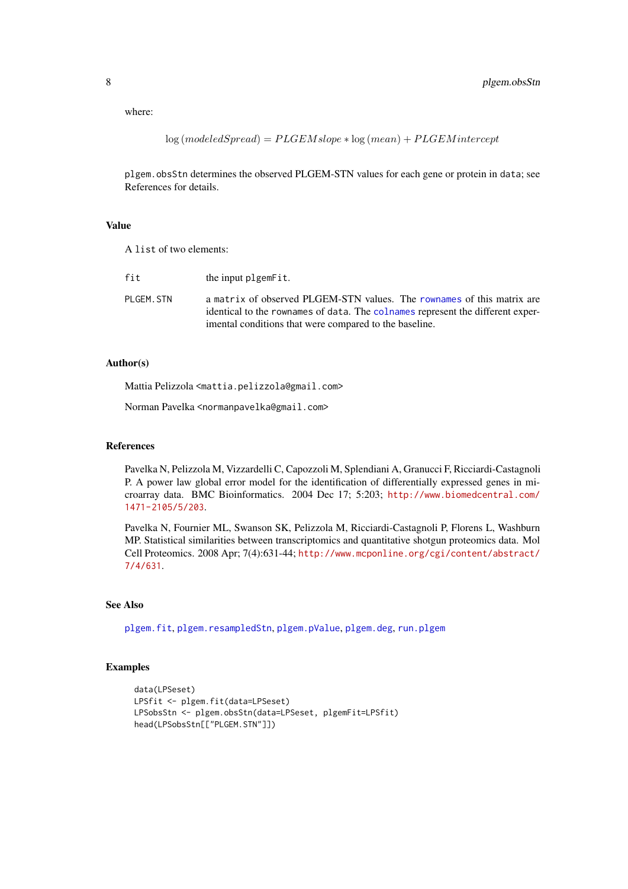where:

$$\log(modeledSpread) = PLGEMslope * \log(mean) + PLGEMintercept$$

`plgem.obsStn` determines the observed PLGEM-STN values for each gene or protein in `data`; see References for details.

### Value

A `list` of two elements:

`fit` — the input `plgemFit`.

`PLGEM.STN` — a `matrix` of observed PLGEM-STN values. The `rownames` of this matrix are identical to the `rownames` of `data`. The `colnames` represent the different experimental conditions that were compared to the baseline.

### Author(s)

Mattia Pelizzola <mattia.pelizzola@gmail.com>

Norman Pavelka <normanpavelka@gmail.com>

### References

Pavelka N, Pelizzola M, Vizzardelli C, Capozzoli M, Splendiani A, Granucci F, Ricciardi-Castagnoli P. A power law global error model for the identification of differentially expressed genes in microarray data. BMC Bioinformatics. 2004 Dec 17; 5:203; http://www.biomedcentral.com/1471-2105/5/203.

Pavelka N, Fournier ML, Swanson SK, Pelizzola M, Ricciardi-Castagnoli P, Florens L, Washburn MP. Statistical similarities between transcriptomics and quantitative shotgun proteomics data. Mol Cell Proteomics. 2008 Apr; 7(4):631-44; http://www.mcponline.org/cgi/content/abstract/7/4/631.

### See Also

`plgem.fit`, `plgem.resampledStn`, `plgem.pValue`, `plgem.deg`, `run.plgem`

### Examples

```
data(LPSeset)
LPSfit <- plgem.fit(data=LPSeset)
LPSobsStn <- plgem.obsStn(data=LPSeset, plgemFit=LPSfit)
head(LPSobsStn[["PLGEM.STN"]])
```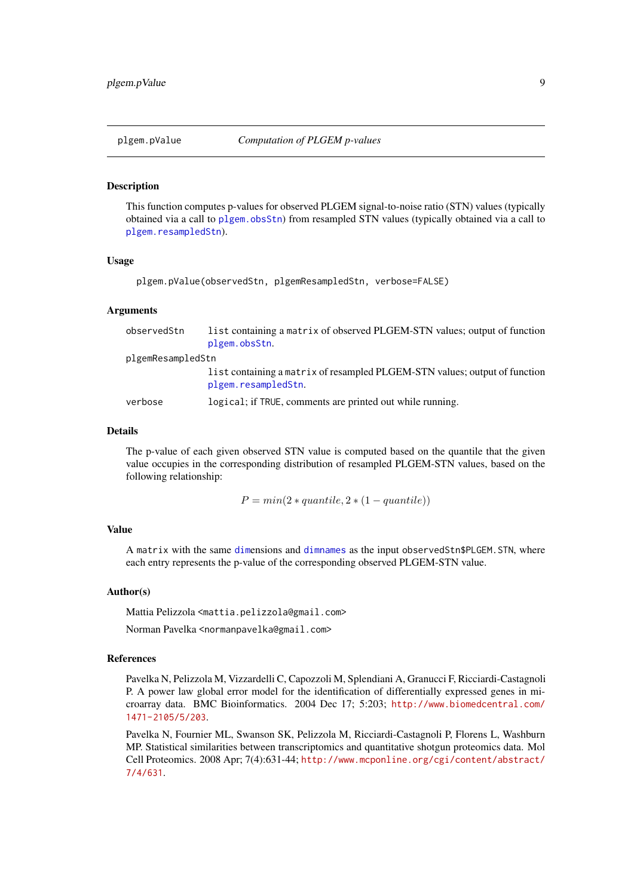`plgem.pValue` *Computation of PLGEM p-values*

## Description

This function computes p-values for observed PLGEM signal-to-noise ratio (STN) values (typically obtained via a call to `plgem.obsStn`) from resampled STN values (typically obtained via a call to `plgem.resampledStn`).

## Usage

```
plgem.pValue(observedStn, plgemResampledStn, verbose=FALSE)
```

## Arguments

- `observedStn` — `list` containing a `matrix` of observed PLGEM-STN values; output of function `plgem.obsStn`.
- `plgemResampledStn` — `list` containing a `matrix` of resampled PLGEM-STN values; output of function `plgem.resampledStn`.
- `verbose` — `logical`; if `TRUE`, comments are printed out while running.

## Details

The p-value of each given observed STN value is computed based on the quantile that the given value occupies in the corresponding distribution of resampled PLGEM-STN values, based on the following relationship:

$$P = min(2 * quantile, 2 * (1 - quantile))$$

## Value

A `matrix` with the same `dim`ensions and `dimnames` as the input `observedStn$PLGEM.STN`, where each entry represents the p-value of the corresponding observed PLGEM-STN value.

## Author(s)

Mattia Pelizzola <`mattia.pelizzola@gmail.com`>

Norman Pavelka <`normanpavelka@gmail.com`>

## References

Pavelka N, Pelizzola M, Vizzardelli C, Capozzoli M, Splendiani A, Granucci F, Ricciardi-Castagnoli P. A power law global error model for the identification of differentially expressed genes in microarray data. BMC Bioinformatics. 2004 Dec 17; 5:203; http://www.biomedcentral.com/1471-2105/5/203.

Pavelka N, Fournier ML, Swanson SK, Pelizzola M, Ricciardi-Castagnoli P, Florens L, Washburn MP. Statistical similarities between transcriptomics and quantitative shotgun proteomics data. Mol Cell Proteomics. 2008 Apr; 7(4):631-44; http://www.mcponline.org/cgi/content/abstract/7/4/631.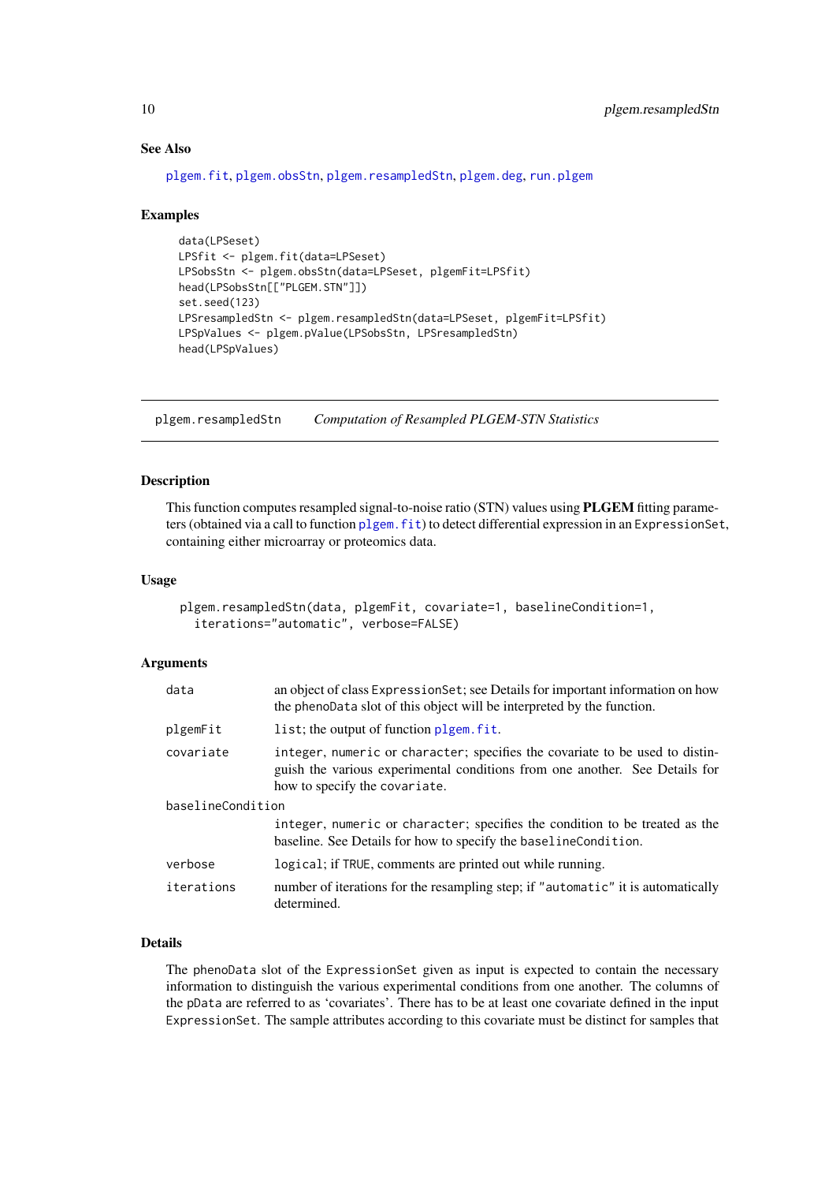### See Also

plgem.fit, plgem.obsStn, plgem.resampledStn, plgem.deg, run.plgem

### Examples

```
data(LPSeset)
LPSfit <- plgem.fit(data=LPSeset)
LPSobsStn <- plgem.obsStn(data=LPSeset, plgemFit=LPSfit)
head(LPSobsStn[["PLGEM.STN"]])
set.seed(123)
LPSresampledStn <- plgem.resampledStn(data=LPSeset, plgemFit=LPSfit)
LPSpValues <- plgem.pValue(LPSobsStn, LPSresampledStn)
head(LPSpValues)
```

---

## plgem.resampledStn — *Computation of Resampled PLGEM-STN Statistics*

---

### Description

This function computes resampled signal-to-noise ratio (STN) values using **PLGEM** fitting parameters (obtained via a call to function plgem.fit) to detect differential expression in an ExpressionSet, containing either microarray or proteomics data.

### Usage

```
plgem.resampledStn(data, plgemFit, covariate=1, baselineCondition=1,
  iterations="automatic", verbose=FALSE)
```

### Arguments

| | |
|---|---|
| data | an object of class ExpressionSet; see Details for important information on how the phenoData slot of this object will be interpreted by the function. |
| plgemFit | list; the output of function plgem.fit. |
| covariate | integer, numeric or character; specifies the covariate to be used to distinguish the various experimental conditions from one another. See Details for how to specify the covariate. |
| baselineCondition | integer, numeric or character; specifies the condition to be treated as the baseline. See Details for how to specify the baselineCondition. |
| verbose | logical; if TRUE, comments are printed out while running. |
| iterations | number of iterations for the resampling step; if "automatic" it is automatically determined. |

### Details

The phenoData slot of the ExpressionSet given as input is expected to contain the necessary information to distinguish the various experimental conditions from one another. The columns of the pData are referred to as 'covariates'. There has to be at least one covariate defined in the input ExpressionSet. The sample attributes according to this covariate must be distinct for samples that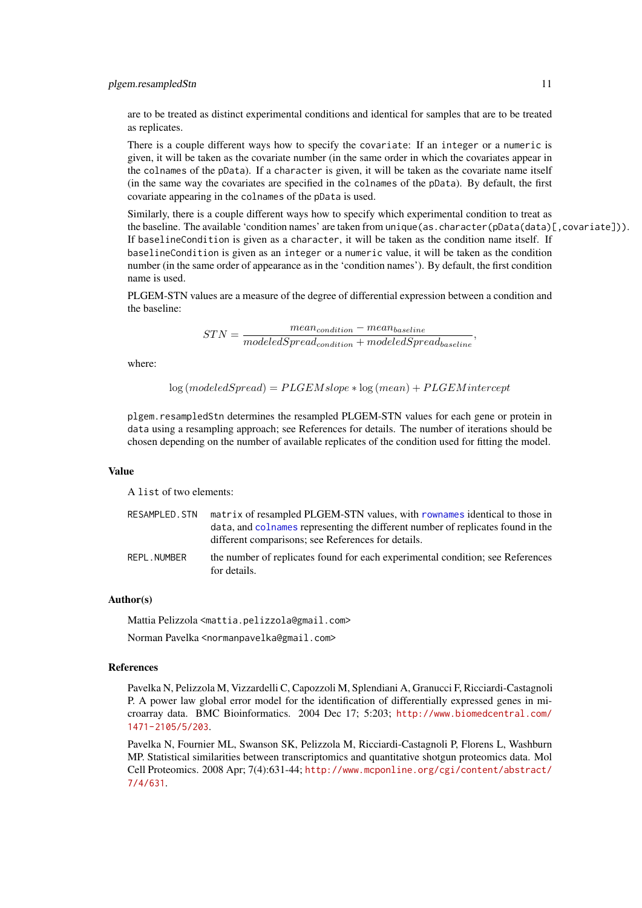are to be treated as distinct experimental conditions and identical for samples that are to be treated as replicates.

There is a couple different ways how to specify the `covariate`: If an `integer` or a `numeric` is given, it will be taken as the covariate number (in the same order in which the covariates appear in the `colnames` of the `pData`). If a `character` is given, it will be taken as the covariate name itself (in the same way the covariates are specified in the `colnames` of the `pData`). By default, the first covariate appearing in the `colnames` of the `pData` is used.

Similarly, there is a couple different ways how to specify which experimental condition to treat as the baseline. The available 'condition names' are taken from `unique(as.character(pData(data)[,covariate]))`. If `baselineCondition` is given as a `character`, it will be taken as the condition name itself. If `baselineCondition` is given as an `integer` or a `numeric` value, it will be taken as the condition number (in the same order of appearance as in the 'condition names'). By default, the first condition name is used.

PLGEM-STN values are a measure of the degree of differential expression between a condition and the baseline:

$$STN = \frac{mean_{condition} - mean_{baseline}}{modeledSpread_{condition} + modeledSpread_{baseline}},$$

where:

$$\log\left(modeledSpread\right) = PLGEMslope * \log\left(mean\right) + PLGEMintercept$$

`plgem.resampledStn` determines the resampled PLGEM-STN values for each gene or protein in `data` using a resampling approach; see References for details. The number of iterations should be chosen depending on the number of available replicates of the condition used for fitting the model.

## Value

A `list` of two elements:

- `RESAMPLED.STN` — `matrix` of resampled PLGEM-STN values, with `rownames` identical to those in `data`, and `colnames` representing the different number of replicates found in the different comparisons; see References for details.
- `REPL.NUMBER` — the number of replicates found for each experimental condition; see References for details.

## Author(s)

Mattia Pelizzola <mattia.pelizzola@gmail.com>

Norman Pavelka <normanpavelka@gmail.com>

## References

Pavelka N, Pelizzola M, Vizzardelli C, Capozzoli M, Splendiani A, Granucci F, Ricciardi-Castagnoli P. A power law global error model for the identification of differentially expressed genes in microarray data. BMC Bioinformatics. 2004 Dec 17; 5:203; http://www.biomedcentral.com/1471-2105/5/203.

Pavelka N, Fournier ML, Swanson SK, Pelizzola M, Ricciardi-Castagnoli P, Florens L, Washburn MP. Statistical similarities between transcriptomics and quantitative shotgun proteomics data. Mol Cell Proteomics. 2008 Apr; 7(4):631-44; http://www.mcponline.org/cgi/content/abstract/7/4/631.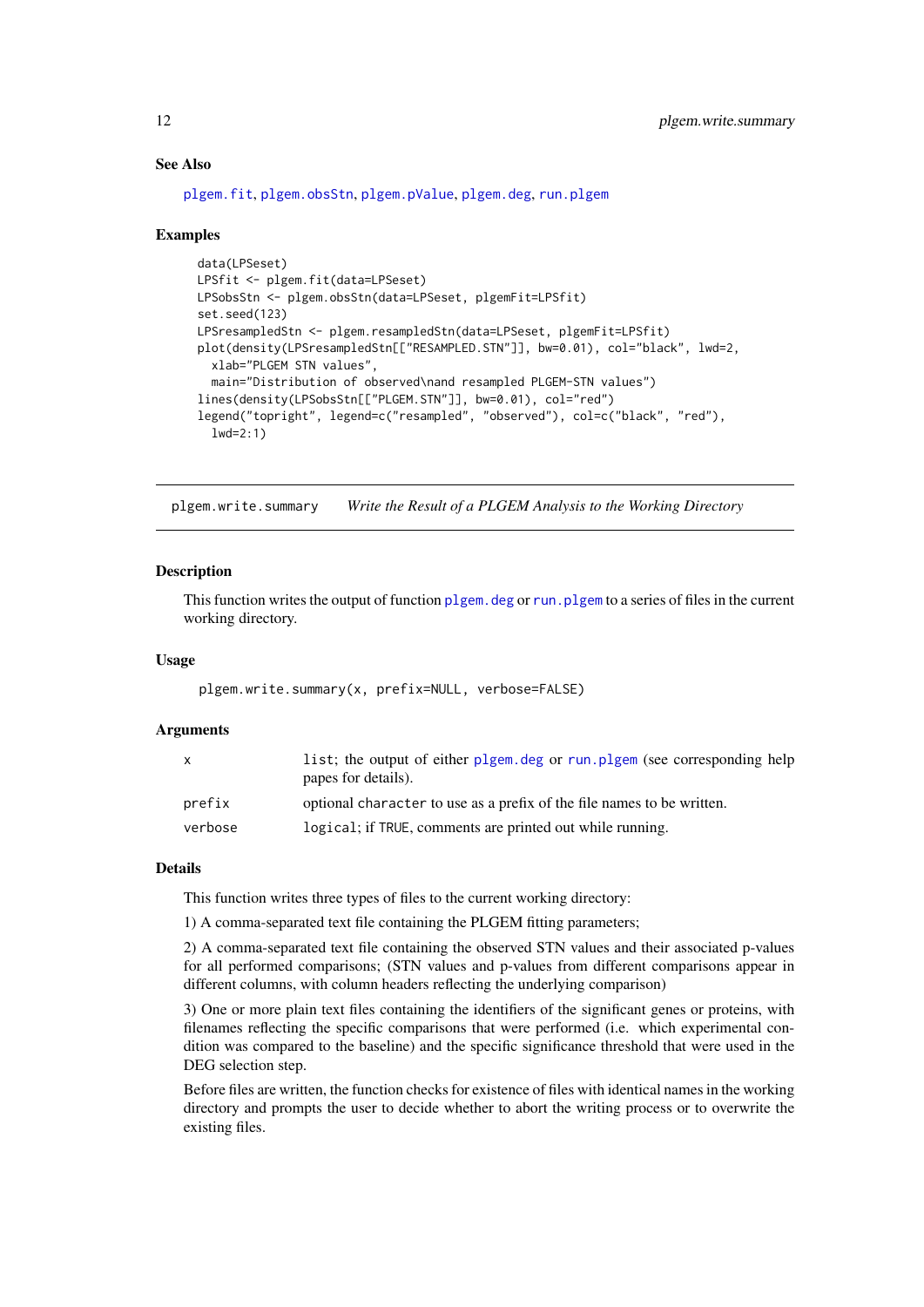### See Also

plgem.fit, plgem.obsStn, plgem.pValue, plgem.deg, run.plgem

### Examples

```
data(LPSeset)
LPSfit <- plgem.fit(data=LPSeset)
LPSobsStn <- plgem.obsStn(data=LPSeset, plgemFit=LPSfit)
set.seed(123)
LPSresampledStn <- plgem.resampledStn(data=LPSeset, plgemFit=LPSfit)
plot(density(LPSresampledStn[["RESAMPLED.STN"]], bw=0.01), col="black", lwd=2,
  xlab="PLGEM STN values",
  main="Distribution of observed\nand resampled PLGEM-STN values")
lines(density(LPSobsStn[["PLGEM.STN"]], bw=0.01), col="red")
legend("topright", legend=c("resampled", "observed"), col=c("black", "red"),
  lwd=2:1)
```

---

## plgem.write.summary — *Write the Result of a PLGEM Analysis to the Working Directory*

### Description

This function writes the output of function plgem.deg or run.plgem to a series of files in the current working directory.

### Usage

```
plgem.write.summary(x, prefix=NULL, verbose=FALSE)
```

### Arguments

| | |
|---|---|
| x | list; the output of either plgem.deg or run.plgem (see corresponding help papes for details). |
| prefix | optional character to use as a prefix of the file names to be written. |
| verbose | logical; if TRUE, comments are printed out while running. |

### Details

This function writes three types of files to the current working directory:

1) A comma-separated text file containing the PLGEM fitting parameters;

2) A comma-separated text file containing the observed STN values and their associated p-values for all performed comparisons; (STN values and p-values from different comparisons appear in different columns, with column headers reflecting the underlying comparison)

3) One or more plain text files containing the identifiers of the significant genes or proteins, with filenames reflecting the specific comparisons that were performed (i.e. which experimental condition was compared to the baseline) and the specific significance threshold that were used in the DEG selection step.

Before files are written, the function checks for existence of files with identical names in the working directory and prompts the user to decide whether to abort the writing process or to overwrite the existing files.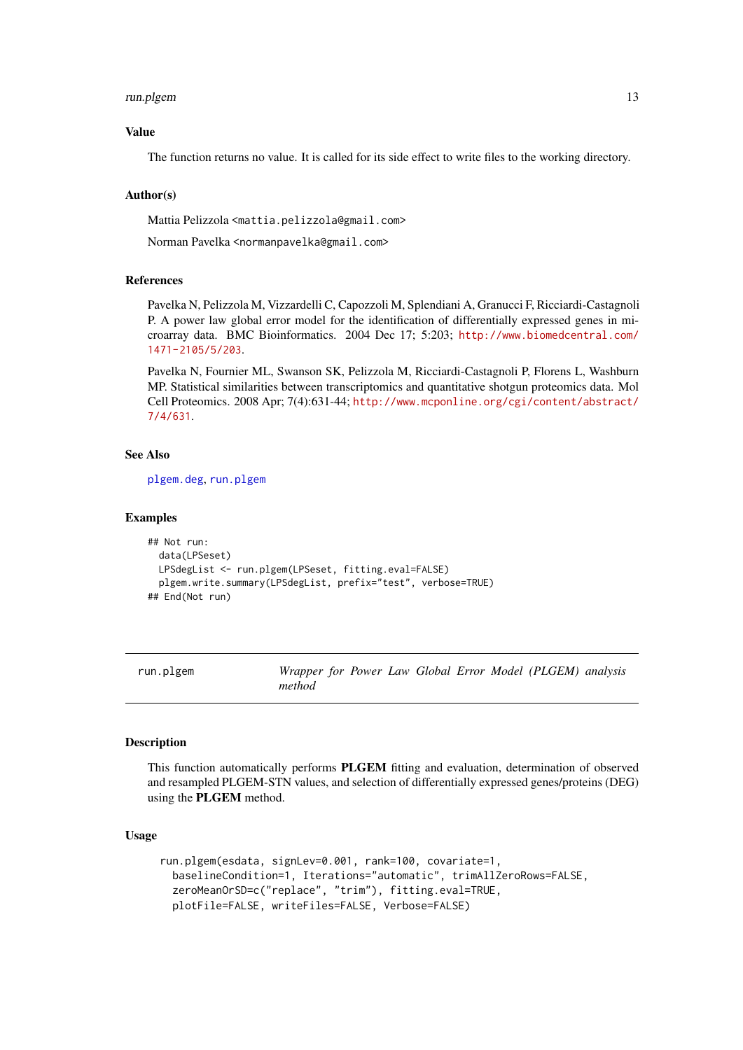### Value

The function returns no value. It is called for its side effect to write files to the working directory.

### Author(s)

Mattia Pelizzola <mattia.pelizzola@gmail.com>

Norman Pavelka <normanpavelka@gmail.com>

### References

Pavelka N, Pelizzola M, Vizzardelli C, Capozzoli M, Splendiani A, Granucci F, Ricciardi-Castagnoli P. A power law global error model for the identification of differentially expressed genes in microarray data. BMC Bioinformatics. 2004 Dec 17; 5:203; http://www.biomedcentral.com/1471-2105/5/203.

Pavelka N, Fournier ML, Swanson SK, Pelizzola M, Ricciardi-Castagnoli P, Florens L, Washburn MP. Statistical similarities between transcriptomics and quantitative shotgun proteomics data. Mol Cell Proteomics. 2008 Apr; 7(4):631-44; http://www.mcponline.org/cgi/content/abstract/7/4/631.

### See Also

plgem.deg, run.plgem

### Examples

```
## Not run:
  data(LPSeset)
  LPSdegList <- run.plgem(LPSeset, fitting.eval=FALSE)
  plgem.write.summary(LPSdegList, prefix="test", verbose=TRUE)
## End(Not run)
```

---

## run.plgem — *Wrapper for Power Law Global Error Model (PLGEM) analysis method*

### Description

This function automatically performs **PLGEM** fitting and evaluation, determination of observed and resampled PLGEM-STN values, and selection of differentially expressed genes/proteins (DEG) using the **PLGEM** method.

### Usage

```
run.plgem(esdata, signLev=0.001, rank=100, covariate=1,
  baselineCondition=1, Iterations="automatic", trimAllZeroRows=FALSE,
  zeroMeanOrSD=c("replace", "trim"), fitting.eval=TRUE,
  plotFile=FALSE, writeFiles=FALSE, Verbose=FALSE)
```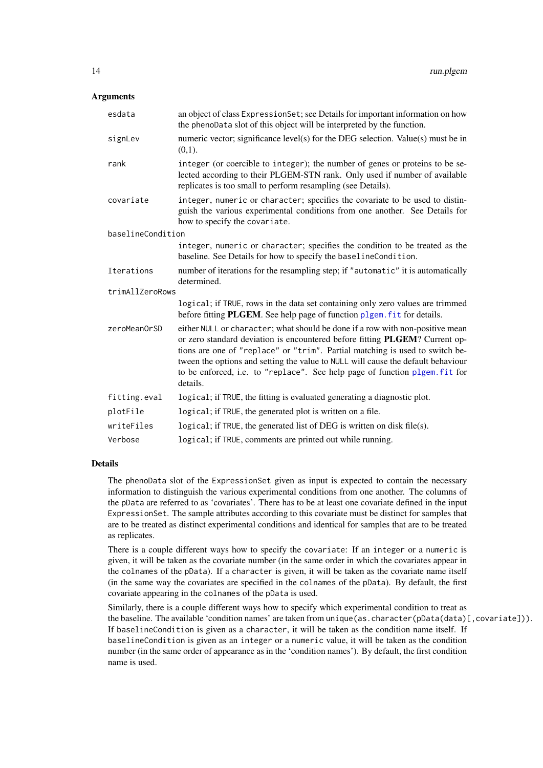## Arguments

- `esdata` — an object of class `ExpressionSet`; see Details for important information on how the `phenoData` slot of this object will be interpreted by the function.
- `signLev` — numeric vector; significance level(s) for the DEG selection. Value(s) must be in (0,1).
- `rank` — `integer` (or coercible to `integer`); the number of genes or proteins to be selected according to their PLGEM-STN rank. Only used if number of available replicates is too small to perform resampling (see Details).
- `covariate` — `integer`, `numeric` or `character`; specifies the covariate to be used to distinguish the various experimental conditions from one another. See Details for how to specify the `covariate`.
- `baselineCondition` — `integer`, `numeric` or `character`; specifies the condition to be treated as the baseline. See Details for how to specify the `baselineCondition`.
- `Iterations` — number of iterations for the resampling step; if `"automatic"` it is automatically determined.
- `trimAllZeroRows` — `logical`; if `TRUE`, rows in the data set containing only zero values are trimmed before fitting **PLGEM**. See help page of function `plgem.fit` for details.
- `zeroMeanOrSD` — either `NULL` or `character`; what should be done if a row with non-positive mean or zero standard deviation is encountered before fitting **PLGEM**? Current options are one of `"replace"` or `"trim"`. Partial matching is used to switch between the options and setting the value to `NULL` will cause the default behaviour to be enforced, i.e. to `"replace"`. See help page of function `plgem.fit` for details.
- `fitting.eval` — `logical`; if `TRUE`, the fitting is evaluated generating a diagnostic plot.
- `plotFile` — `logical`; if `TRUE`, the generated plot is written on a file.
- `writeFiles` — `logical`; if `TRUE`, the generated list of DEG is written on disk file(s).
- `Verbose` — `logical`; if `TRUE`, comments are printed out while running.

## Details

The `phenoData` slot of the `ExpressionSet` given as input is expected to contain the necessary information to distinguish the various experimental conditions from one another. The columns of the `pData` are referred to as 'covariates'. There has to be at least one covariate defined in the input `ExpressionSet`. The sample attributes according to this covariate must be distinct for samples that are to be treated as distinct experimental conditions and identical for samples that are to be treated as replicates.

There is a couple different ways how to specify the `covariate`: If an `integer` or a `numeric` is given, it will be taken as the covariate number (in the same order in which the covariates appear in the `colnames` of the `pData`). If a `character` is given, it will be taken as the covariate name itself (in the same way the covariates are specified in the `colnames` of the `pData`). By default, the first covariate appearing in the `colnames` of the `pData` is used.

Similarly, there is a couple different ways how to specify which experimental condition to treat as the baseline. The available 'condition names' are taken from `unique(as.character(pData(data)[,covariate]))`. If `baselineCondition` is given as a `character`, it will be taken as the condition name itself. If `baselineCondition` is given as an `integer` or a `numeric` value, it will be taken as the condition number (in the same order of appearance as in the 'condition names'). By default, the first condition name is used.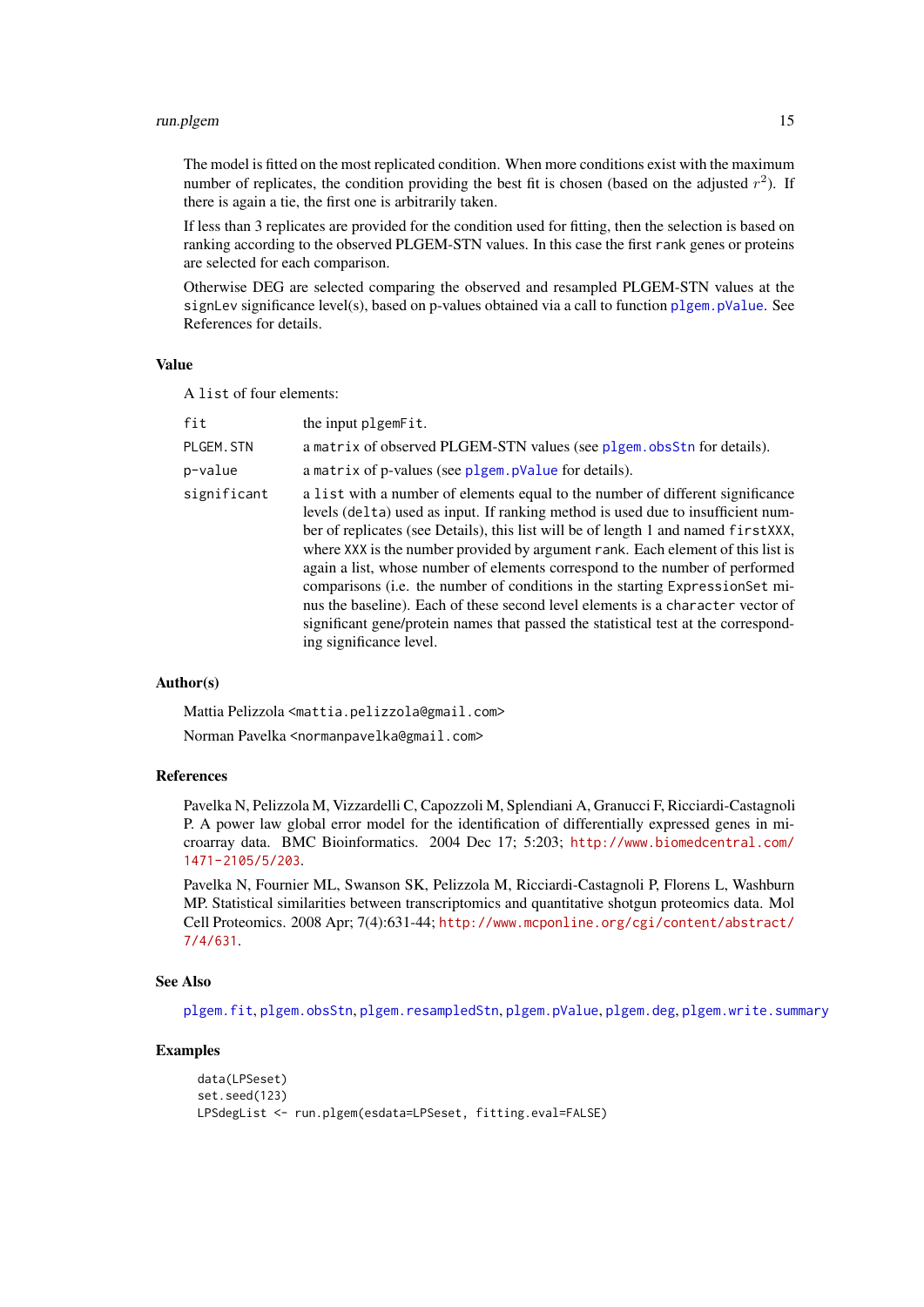The model is fitted on the most replicated condition. When more conditions exist with the maximum number of replicates, the condition providing the best fit is chosen (based on the adjusted $r^2$). If there is again a tie, the first one is arbitrarily taken.

If less than 3 replicates are provided for the condition used for fitting, then the selection is based on ranking according to the observed PLGEM-STN values. In this case the first `rank` genes or proteins are selected for each comparison.

Otherwise DEG are selected comparing the observed and resampled PLGEM-STN values at the `signLev` significance level(s), based on p-values obtained via a call to function `plgem.pValue`. See References for details.

## Value

A `list` of four elements:

| | |
|---|---|
| `fit` | the input `plgemFit`. |
| `PLGEM.STN` | a `matrix` of observed PLGEM-STN values (see `plgem.obsStn` for details). |
| `p-value` | a `matrix` of p-values (see `plgem.pValue` for details). |
| `significant` | a `list` with a number of elements equal to the number of different significance levels (`delta`) used as input. If ranking method is used due to insufficient number of replicates (see Details), this list will be of length 1 and named `firstXXX`, where `XXX` is the number provided by argument `rank`. Each element of this list is again a list, whose number of elements correspond to the number of performed comparisons (i.e. the number of conditions in the starting `ExpressionSet` minus the baseline). Each of these second level elements is a `character` vector of significant gene/protein names that passed the statistical test at the corresponding significance level. |

## Author(s)

Mattia Pelizzola <mattia.pelizzola@gmail.com>

Norman Pavelka <normanpavelka@gmail.com>

## References

Pavelka N, Pelizzola M, Vizzardelli C, Capozzoli M, Splendiani A, Granucci F, Ricciardi-Castagnoli P. A power law global error model for the identification of differentially expressed genes in microarray data. BMC Bioinformatics. 2004 Dec 17; 5:203; http://www.biomedcentral.com/1471-2105/5/203.

Pavelka N, Fournier ML, Swanson SK, Pelizzola M, Ricciardi-Castagnoli P, Florens L, Washburn MP. Statistical similarities between transcriptomics and quantitative shotgun proteomics data. Mol Cell Proteomics. 2008 Apr; 7(4):631-44; http://www.mcponline.org/cgi/content/abstract/7/4/631.

## See Also

`plgem.fit`, `plgem.obsStn`, `plgem.resampledStn`, `plgem.pValue`, `plgem.deg`, `plgem.write.summary`

## Examples

```
data(LPSeset)
set.seed(123)
LPSdegList <- run.plgem(esdata=LPSeset, fitting.eval=FALSE)
```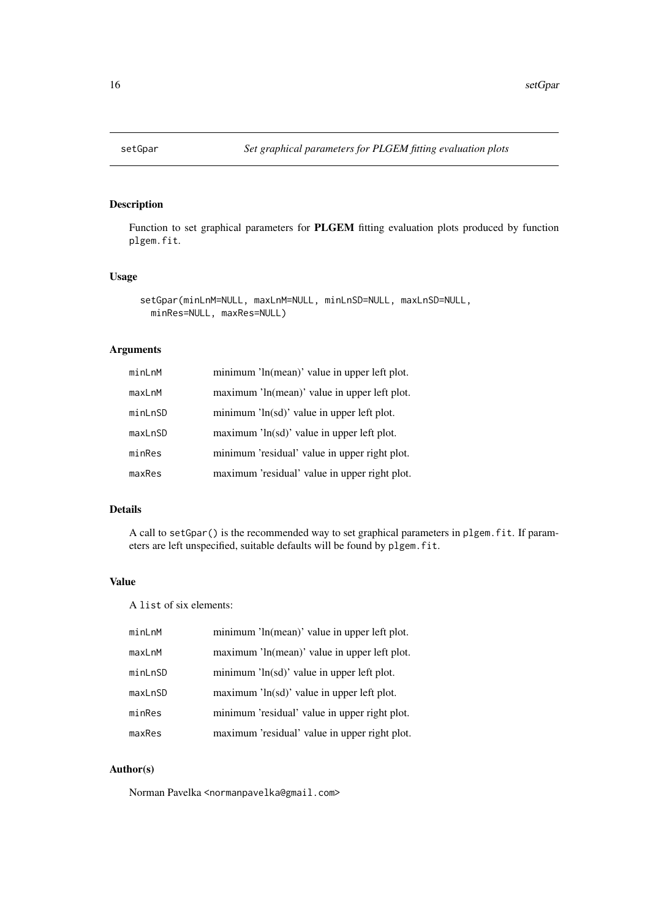# setGpar — *Set graphical parameters for PLGEM fitting evaluation plots*

## Description

Function to set graphical parameters for **PLGEM** fitting evaluation plots produced by function `plgem.fit`.

## Usage

```
setGpar(minLnM=NULL, maxLnM=NULL, minLnSD=NULL, maxLnSD=NULL,
  minRes=NULL, maxRes=NULL)
```

## Arguments

| | |
|---|---|
| `minLnM` | minimum 'ln(mean)' value in upper left plot. |
| `maxLnM` | maximum 'ln(mean)' value in upper left plot. |
| `minLnSD` | minimum 'ln(sd)' value in upper left plot. |
| `maxLnSD` | maximum 'ln(sd)' value in upper left plot. |
| `minRes` | minimum 'residual' value in upper right plot. |
| `maxRes` | maximum 'residual' value in upper right plot. |

## Details

A call to `setGpar()` is the recommended way to set graphical parameters in `plgem.fit`. If parameters are left unspecified, suitable defaults will be found by `plgem.fit`.

## Value

A `list` of six elements:

| | |
|---|---|
| `minLnM` | minimum 'ln(mean)' value in upper left plot. |
| `maxLnM` | maximum 'ln(mean)' value in upper left plot. |
| `minLnSD` | minimum 'ln(sd)' value in upper left plot. |
| `maxLnSD` | maximum 'ln(sd)' value in upper left plot. |
| `minRes` | minimum 'residual' value in upper right plot. |
| `maxRes` | maximum 'residual' value in upper right plot. |

## Author(s)

Norman Pavelka <normanpavelka@gmail.com>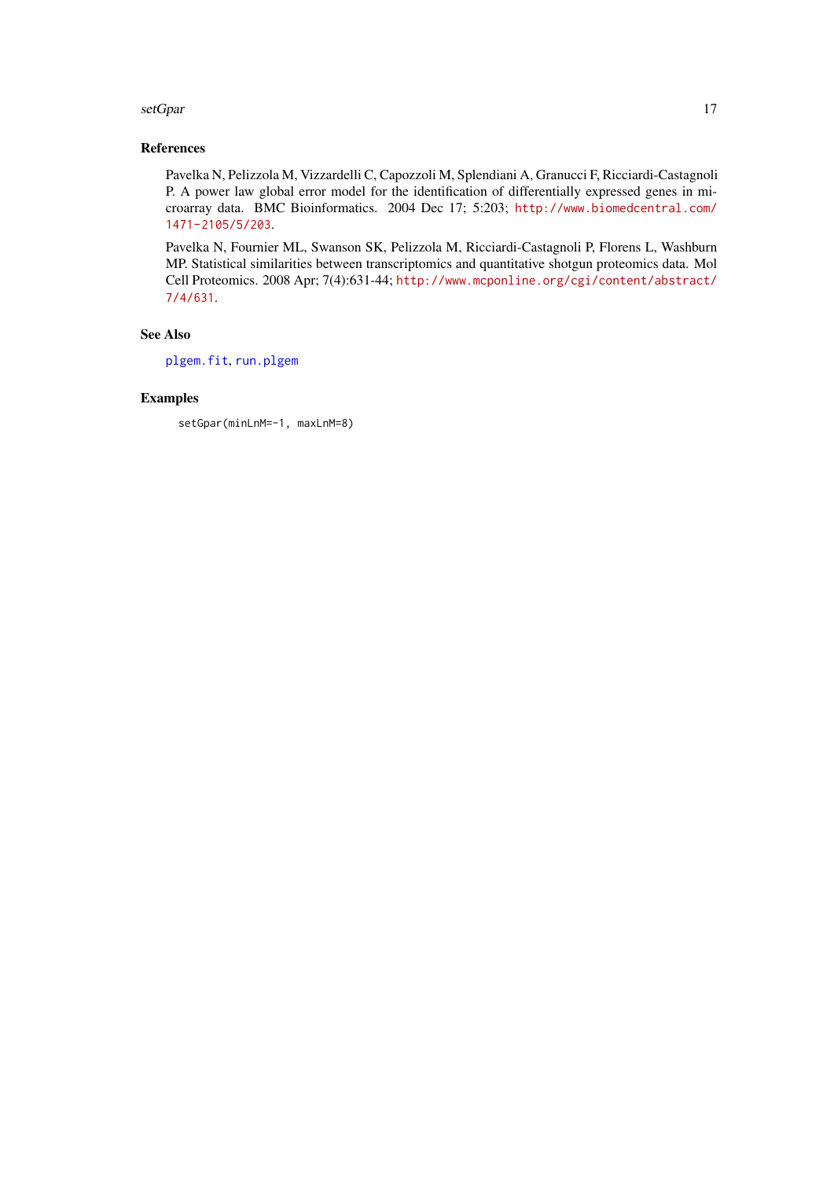### References

Pavelka N, Pelizzola M, Vizzardelli C, Capozzoli M, Splendiani A, Granucci F, Ricciardi-Castagnoli P. A power law global error model for the identification of differentially expressed genes in microarray data. BMC Bioinformatics. 2004 Dec 17; 5:203; http://www.biomedcentral.com/1471-2105/5/203.

Pavelka N, Fournier ML, Swanson SK, Pelizzola M, Ricciardi-Castagnoli P, Florens L, Washburn MP. Statistical similarities between transcriptomics and quantitative shotgun proteomics data. Mol Cell Proteomics. 2008 Apr; 7(4):631-44; http://www.mcponline.org/cgi/content/abstract/7/4/631.

### See Also

plgem.fit, run.plgem

### Examples

```
setGpar(minLnM=-1, maxLnM=8)
```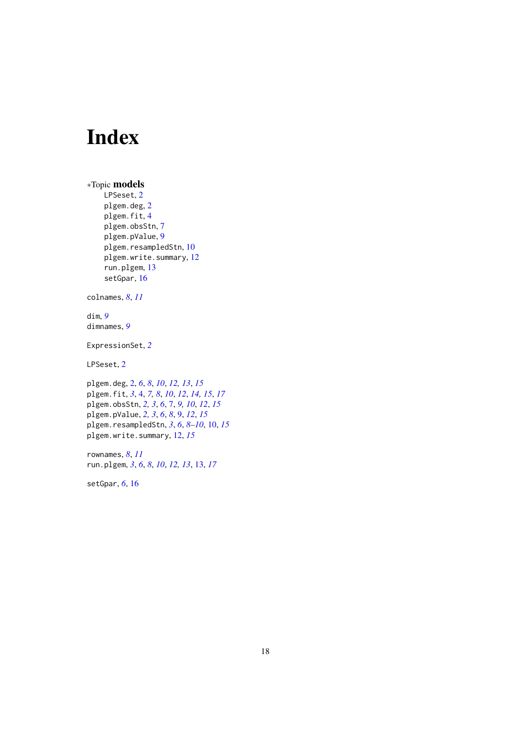# Index

∗Topic **models**

- LPSeset, 2
- plgem.deg, 2
- plgem.fit, 4
- plgem.obsStn, 7
- plgem.pValue, 9
- plgem.resampledStn, 10
- plgem.write.summary, 12
- run.plgem, 13
- setGpar, 16

colnames, *8*, *11*

dim, *9*
dimnames, *9*

ExpressionSet, *2*

LPSeset, 2

plgem.deg, 2, *6*, *8*, *10*, *12, 13*, *15*
plgem.fit, *3*, 4, *7, 8*, *10*, *12*, *14, 15*, *17*
plgem.obsStn, *2, 3*, *6*, 7, *9, 10*, *12*, *15*
plgem.pValue, *2, 3*, *6*, *8*, 9, *12*, *15*
plgem.resampledStn, *3*, *6*, *8–10*, 10, *15*
plgem.write.summary, 12, *15*

rownames, *8*, *11*
run.plgem, *3*, *6*, *8*, *10*, *12, 13*, 13, *17*

setGpar, *6*, 16